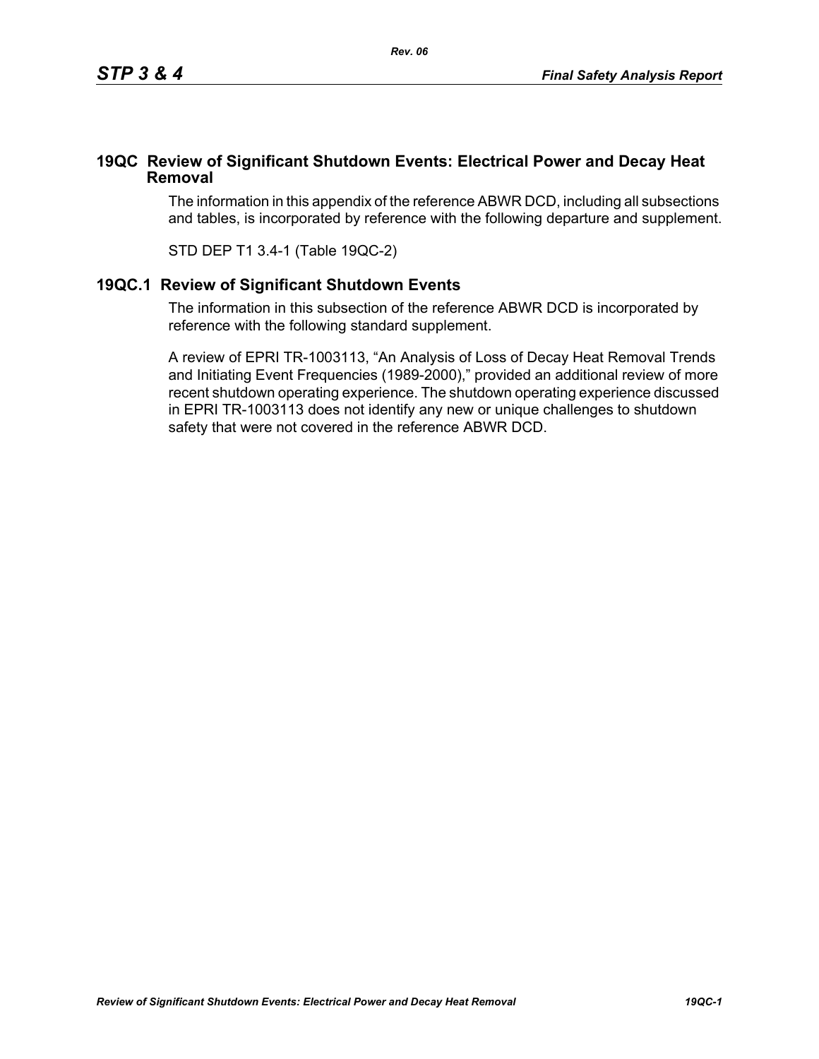## 19QC Review of Significant Shutdown Events: Electrical Power and Decay Heat Removal

The information in this appendix of the reference ABWR DCD, including all subsections and tables, is incorporated by reference with the following departure and supplement.

STD DEP T1 3.4-1 (Table 19QC-2)

## 19QC.1 Review of Significant Shutdown Events

The information in this subsection of the reference ABWR DCD is incorporated by reference with the following standard supplement.

A review of EPRI TR-1003113, "An Analysis of Loss of Decay Heat Removal Trends and Initiating Event Frequencies (1989-2000)," provided an additional review of more recent shutdown operating experience. The shutdown operating experience discussed in EPRI TR-1003113 does not identify any new or unique challenges to shutdown safety that were not covered in the reference ABWR DCD.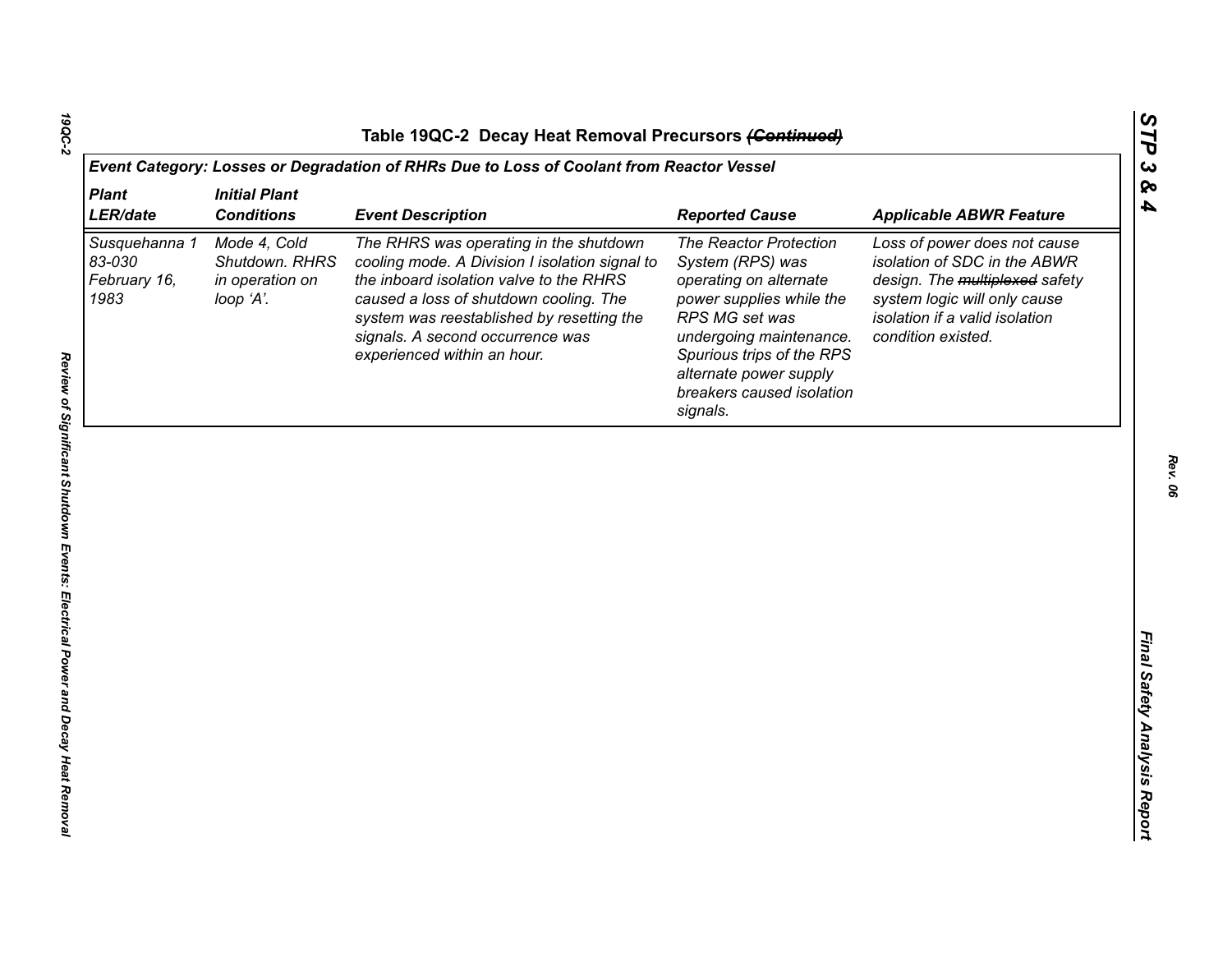**Table 19QC-2 Decay Heat Removal Precursors ~~(Continued)~~**

| *Event Category: Losses or Degradation of RHRs Due to Loss of Coolant from Reactor Vessel* | | | | |
|---|---|---|---|---|
| ***Plant LER/date*** | ***Initial Plant Conditions*** | ***Event Description*** | ***Reported Cause*** | ***Applicable ABWR Feature*** |
| *Susquehanna 1 83-030 February 16, 1983* | *Mode 4, Cold Shutdown. RHRS in operation on loop 'A'.* | *The RHRS was operating in the shutdown cooling mode. A Division I isolation signal to the inboard isolation valve to the RHRS caused a loss of shutdown cooling. The system was reestablished by resetting the signals. A second occurrence was experienced within an hour.* | *The Reactor Protection System (RPS) was operating on alternate power supplies while the RPS MG set was undergoing maintenance. Spurious trips of the RPS alternate power supply breakers caused isolation signals.* | *Loss of power does not cause isolation of SDC in the ABWR design. The ~~multiplexed~~ safety system logic will only cause isolation if a valid isolation condition existed.* |